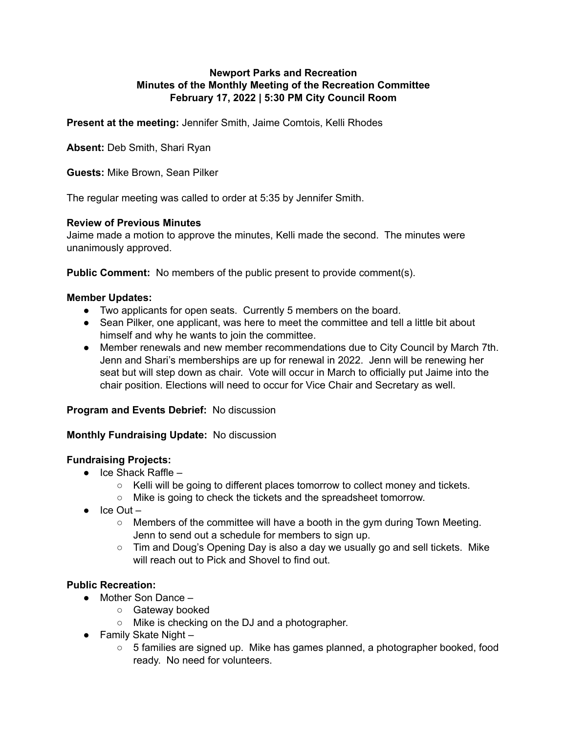**Newport Parks and Recreation**
**Minutes of the Monthly Meeting of the Recreation Committee**
**February 17, 2022 | 5:30 PM City Council Room**

**Present at the meeting:** Jennifer Smith, Jaime Comtois, Kelli Rhodes

**Absent:** Deb Smith, Shari Ryan

**Guests:** Mike Brown, Sean Pilker

The regular meeting was called to order at 5:35 by Jennifer Smith.

**Review of Previous Minutes**
Jaime made a motion to approve the minutes, Kelli made the second. The minutes were unanimously approved.

**Public Comment:** No members of the public present to provide comment(s).

**Member Updates:**

- Two applicants for open seats. Currently 5 members on the board.
- Sean Pilker, one applicant, was here to meet the committee and tell a little bit about himself and why he wants to join the committee.
- Member renewals and new member recommendations due to City Council by March 7th. Jenn and Shari's memberships are up for renewal in 2022. Jenn will be renewing her seat but will step down as chair. Vote will occur in March to officially put Jaime into the chair position. Elections will need to occur for Vice Chair and Secretary as well.

**Program and Events Debrief:** No discussion

**Monthly Fundraising Update:** No discussion

**Fundraising Projects:**

- Ice Shack Raffle –
  - Kelli will be going to different places tomorrow to collect money and tickets.
  - Mike is going to check the tickets and the spreadsheet tomorrow.
- Ice Out –
  - Members of the committee will have a booth in the gym during Town Meeting. Jenn to send out a schedule for members to sign up.
  - Tim and Doug's Opening Day is also a day we usually go and sell tickets. Mike will reach out to Pick and Shovel to find out.

**Public Recreation:**

- Mother Son Dance –
  - Gateway booked
  - Mike is checking on the DJ and a photographer.
- Family Skate Night –
  - 5 families are signed up. Mike has games planned, a photographer booked, food ready. No need for volunteers.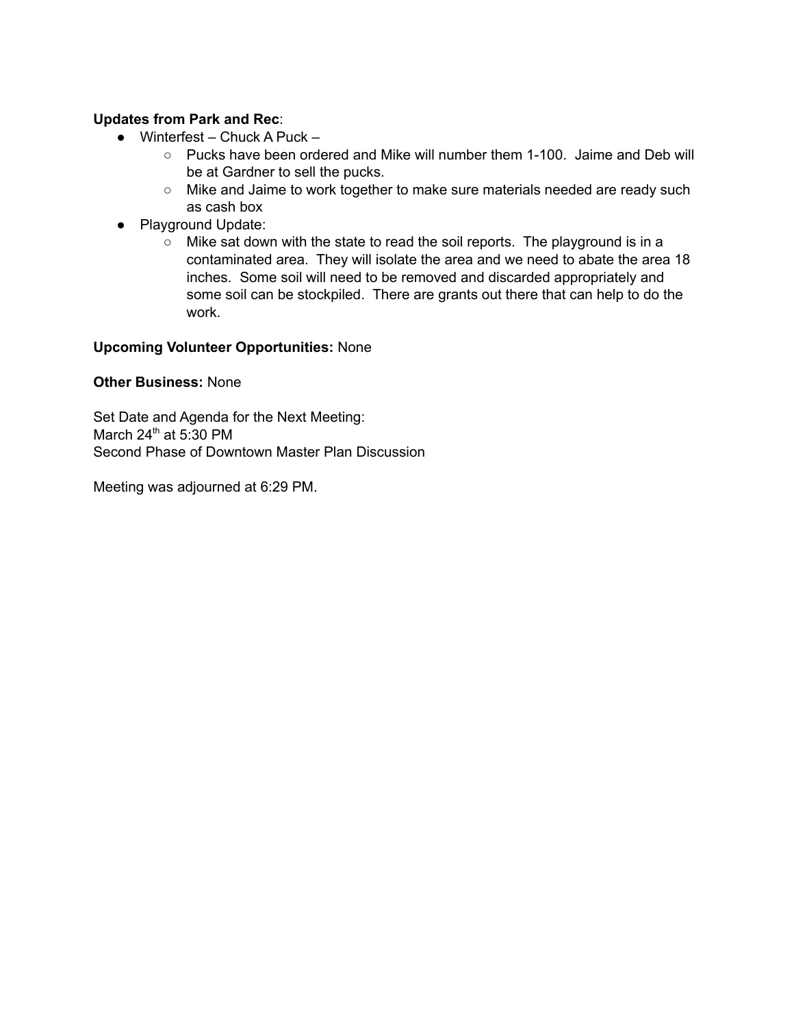**Updates from Park and Rec**:

- Winterfest – Chuck A Puck –
  - Pucks have been ordered and Mike will number them 1-100. Jaime and Deb will be at Gardner to sell the pucks.
  - Mike and Jaime to work together to make sure materials needed are ready such as cash box
- Playground Update:
  - Mike sat down with the state to read the soil reports. The playground is in a contaminated area. They will isolate the area and we need to abate the area 18 inches. Some soil will need to be removed and discarded appropriately and some soil can be stockpiled. There are grants out there that can help to do the work.

**Upcoming Volunteer Opportunities:** None

**Other Business:** None

Set Date and Agenda for the Next Meeting:
March 24th at 5:30 PM
Second Phase of Downtown Master Plan Discussion

Meeting was adjourned at 6:29 PM.